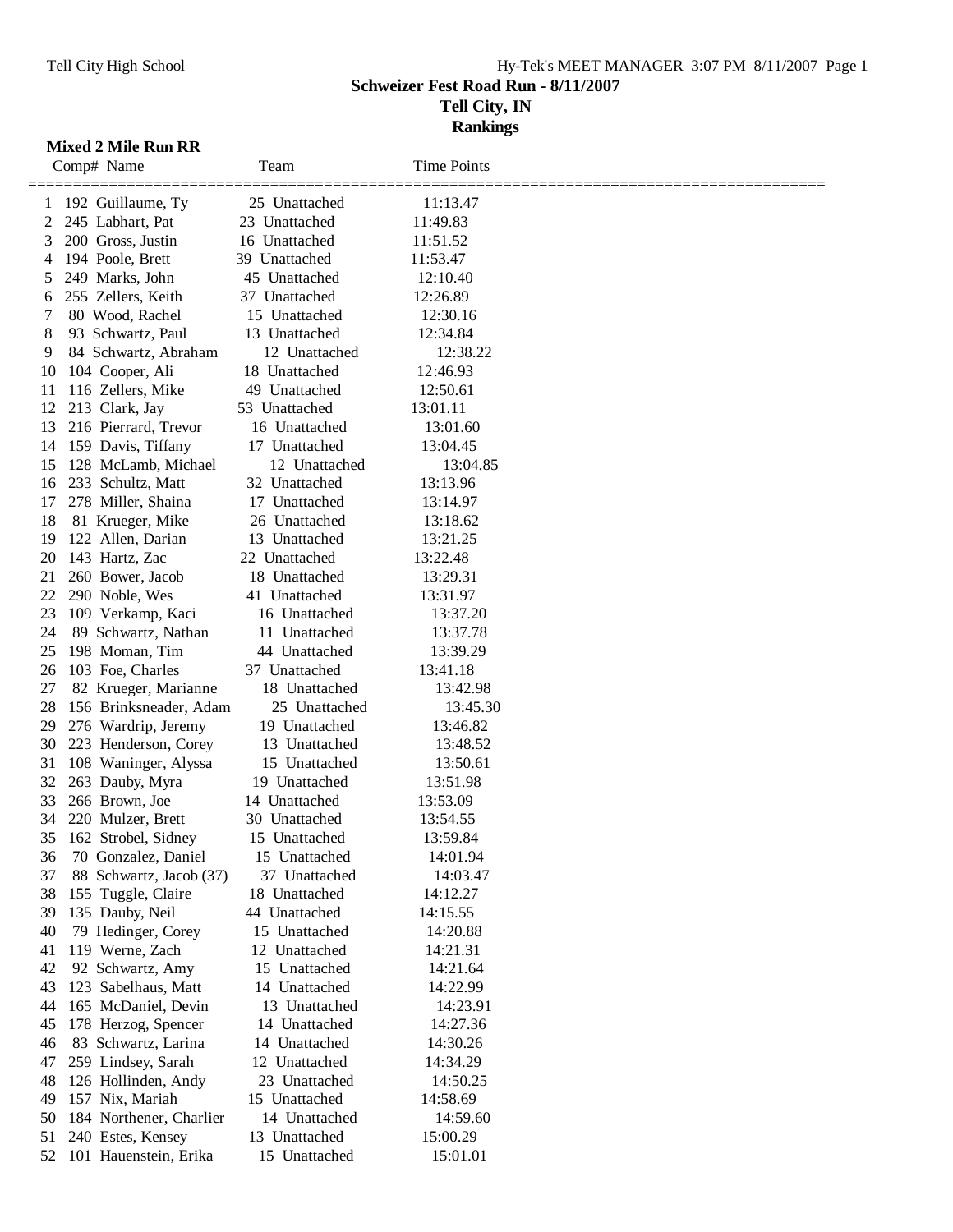## Schweizer Fest Road Run - 8/11/2007

### Tell City, IN

### Rankings

**Mixed 2 Mile Run RR**

| | Comp# | Name | Age | Team | Time | Points |
|---|---|---|---|---|---|---|
| 1 | 192 | Guillaume, Ty | 25 | Unattached | 11:13.47 | |
| 2 | 245 | Labhart, Pat | 23 | Unattached | 11:49.83 | |
| 3 | 200 | Gross, Justin | 16 | Unattached | 11:51.52 | |
| 4 | 194 | Poole, Brett | 39 | Unattached | 11:53.47 | |
| 5 | 249 | Marks, John | 45 | Unattached | 12:10.40 | |
| 6 | 255 | Zellers, Keith | 37 | Unattached | 12:26.89 | |
| 7 | 80 | Wood, Rachel | 15 | Unattached | 12:30.16 | |
| 8 | 93 | Schwartz, Paul | 13 | Unattached | 12:34.84 | |
| 9 | 84 | Schwartz, Abraham | 12 | Unattached | 12:38.22 | |
| 10 | 104 | Cooper, Ali | 18 | Unattached | 12:46.93 | |
| 11 | 116 | Zellers, Mike | 49 | Unattached | 12:50.61 | |
| 12 | 213 | Clark, Jay | 53 | Unattached | 13:01.11 | |
| 13 | 216 | Pierrard, Trevor | 16 | Unattached | 13:01.60 | |
| 14 | 159 | Davis, Tiffany | 17 | Unattached | 13:04.45 | |
| 15 | 128 | McLamb, Michael | 12 | Unattached | 13:04.85 | |
| 16 | 233 | Schultz, Matt | 32 | Unattached | 13:13.96 | |
| 17 | 278 | Miller, Shaina | 17 | Unattached | 13:14.97 | |
| 18 | 81 | Krueger, Mike | 26 | Unattached | 13:18.62 | |
| 19 | 122 | Allen, Darian | 13 | Unattached | 13:21.25 | |
| 20 | 143 | Hartz, Zac | 22 | Unattached | 13:22.48 | |
| 21 | 260 | Bower, Jacob | 18 | Unattached | 13:29.31 | |
| 22 | 290 | Noble, Wes | 41 | Unattached | 13:31.97 | |
| 23 | 109 | Verkamp, Kaci | 16 | Unattached | 13:37.20 | |
| 24 | 89 | Schwartz, Nathan | 11 | Unattached | 13:37.78 | |
| 25 | 198 | Moman, Tim | 44 | Unattached | 13:39.29 | |
| 26 | 103 | Foe, Charles | 37 | Unattached | 13:41.18 | |
| 27 | 82 | Krueger, Marianne | 18 | Unattached | 13:42.98 | |
| 28 | 156 | Brinksneader, Adam | 25 | Unattached | 13:45.30 | |
| 29 | 276 | Wardrip, Jeremy | 19 | Unattached | 13:46.82 | |
| 30 | 223 | Henderson, Corey | 13 | Unattached | 13:48.52 | |
| 31 | 108 | Waninger, Alyssa | 15 | Unattached | 13:50.61 | |
| 32 | 263 | Dauby, Myra | 19 | Unattached | 13:51.98 | |
| 33 | 266 | Brown, Joe | 14 | Unattached | 13:53.09 | |
| 34 | 220 | Mulzer, Brett | 30 | Unattached | 13:54.55 | |
| 35 | 162 | Strobel, Sidney | 15 | Unattached | 13:59.84 | |
| 36 | 70 | Gonzalez, Daniel | 15 | Unattached | 14:01.94 | |
| 37 | 88 | Schwartz, Jacob (37) | 37 | Unattached | 14:03.47 | |
| 38 | 155 | Tuggle, Claire | 18 | Unattached | 14:12.27 | |
| 39 | 135 | Dauby, Neil | 44 | Unattached | 14:15.55 | |
| 40 | 79 | Hedinger, Corey | 15 | Unattached | 14:20.88 | |
| 41 | 119 | Werne, Zach | 12 | Unattached | 14:21.31 | |
| 42 | 92 | Schwartz, Amy | 15 | Unattached | 14:21.64 | |
| 43 | 123 | Sabelhaus, Matt | 14 | Unattached | 14:22.99 | |
| 44 | 165 | McDaniel, Devin | 13 | Unattached | 14:23.91 | |
| 45 | 178 | Herzog, Spencer | 14 | Unattached | 14:27.36 | |
| 46 | 83 | Schwartz, Larina | 14 | Unattached | 14:30.26 | |
| 47 | 259 | Lindsey, Sarah | 12 | Unattached | 14:34.29 | |
| 48 | 126 | Hollinden, Andy | 23 | Unattached | 14:50.25 | |
| 49 | 157 | Nix, Mariah | 15 | Unattached | 14:58.69 | |
| 50 | 184 | Northener, Charlier | 14 | Unattached | 14:59.60 | |
| 51 | 240 | Estes, Kensey | 13 | Unattached | 15:00.29 | |
| 52 | 101 | Hauenstein, Erika | 15 | Unattached | 15:01.01 | |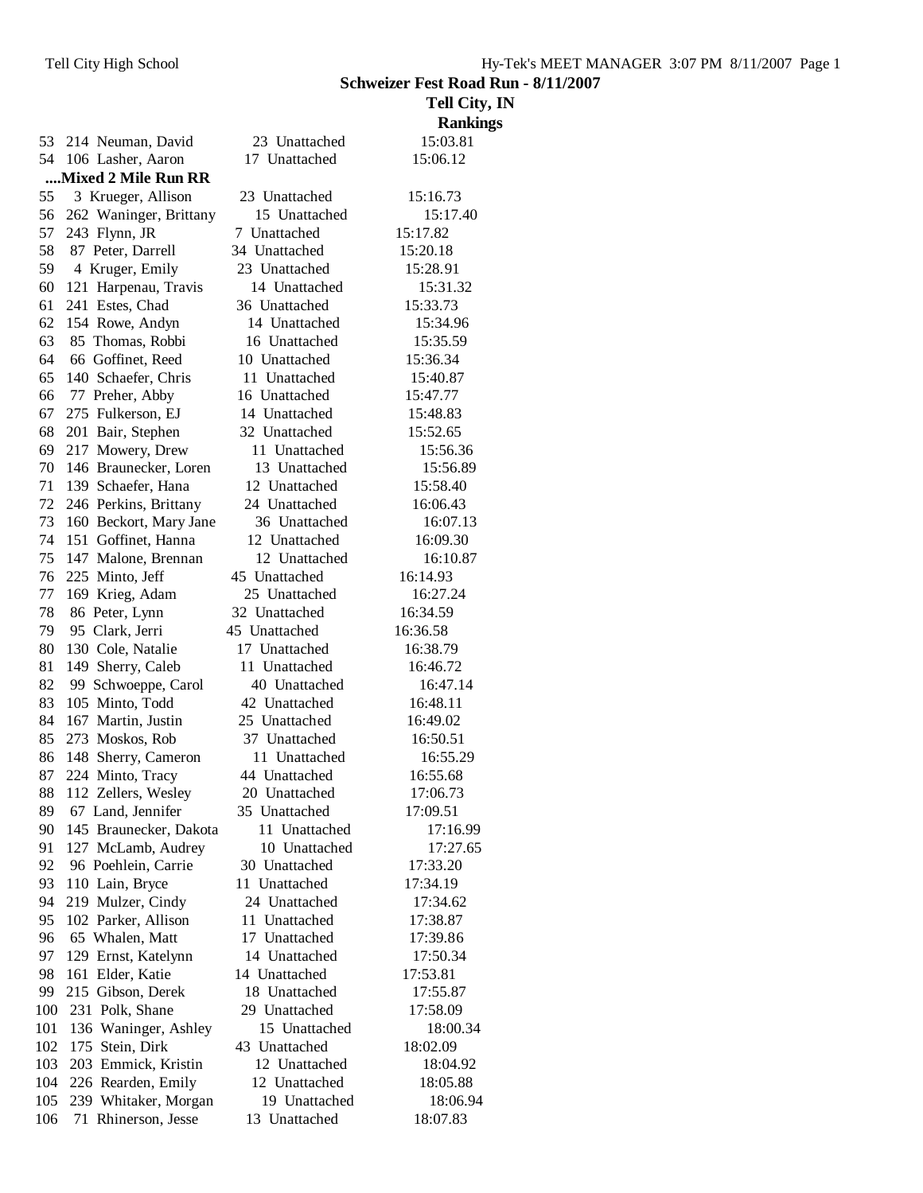**Schweizer Fest Road Run - 8/11/2007**

**Tell City, IN**

**Rankings**

| Place | No. | Name | Age | Team | Time |
|---|---|---|---|---|---|
| 53 | 214 | Neuman, David | 23 | Unattached | 15:03.81 |
| 54 | 106 | Lasher, Aaron | 17 | Unattached | 15:06.12 |

**....Mixed 2 Mile Run RR**

| Place | No. | Name | Age | Team | Time |
|---|---|---|---|---|---|
| 55 | 3 | Krueger, Allison | 23 | Unattached | 15:16.73 |
| 56 | 262 | Waninger, Brittany | 15 | Unattached | 15:17.40 |
| 57 | 243 | Flynn, JR | 7 | Unattached | 15:17.82 |
| 58 | 87 | Peter, Darrell | 34 | Unattached | 15:20.18 |
| 59 | 4 | Kruger, Emily | 23 | Unattached | 15:28.91 |
| 60 | 121 | Harpenau, Travis | 14 | Unattached | 15:31.32 |
| 61 | 241 | Estes, Chad | 36 | Unattached | 15:33.73 |
| 62 | 154 | Rowe, Andyn | 14 | Unattached | 15:34.96 |
| 63 | 85 | Thomas, Robbi | 16 | Unattached | 15:35.59 |
| 64 | 66 | Goffinet, Reed | 10 | Unattached | 15:36.34 |
| 65 | 140 | Schaefer, Chris | 11 | Unattached | 15:40.87 |
| 66 | 77 | Preher, Abby | 16 | Unattached | 15:47.77 |
| 67 | 275 | Fulkerson, EJ | 14 | Unattached | 15:48.83 |
| 68 | 201 | Bair, Stephen | 32 | Unattached | 15:52.65 |
| 69 | 217 | Mowery, Drew | 11 | Unattached | 15:56.36 |
| 70 | 146 | Braunecker, Loren | 13 | Unattached | 15:56.89 |
| 71 | 139 | Schaefer, Hana | 12 | Unattached | 15:58.40 |
| 72 | 246 | Perkins, Brittany | 24 | Unattached | 16:06.43 |
| 73 | 160 | Beckort, Mary Jane | 36 | Unattached | 16:07.13 |
| 74 | 151 | Goffinet, Hanna | 12 | Unattached | 16:09.30 |
| 75 | 147 | Malone, Brennan | 12 | Unattached | 16:10.87 |
| 76 | 225 | Minto, Jeff | 45 | Unattached | 16:14.93 |
| 77 | 169 | Krieg, Adam | 25 | Unattached | 16:27.24 |
| 78 | 86 | Peter, Lynn | 32 | Unattached | 16:34.59 |
| 79 | 95 | Clark, Jerri | 45 | Unattached | 16:36.58 |
| 80 | 130 | Cole, Natalie | 17 | Unattached | 16:38.79 |
| 81 | 149 | Sherry, Caleb | 11 | Unattached | 16:46.72 |
| 82 | 99 | Schwoeppe, Carol | 40 | Unattached | 16:47.14 |
| 83 | 105 | Minto, Todd | 42 | Unattached | 16:48.11 |
| 84 | 167 | Martin, Justin | 25 | Unattached | 16:49.02 |
| 85 | 273 | Moskos, Rob | 37 | Unattached | 16:50.51 |
| 86 | 148 | Sherry, Cameron | 11 | Unattached | 16:55.29 |
| 87 | 224 | Minto, Tracy | 44 | Unattached | 16:55.68 |
| 88 | 112 | Zellers, Wesley | 20 | Unattached | 17:06.73 |
| 89 | 67 | Land, Jennifer | 35 | Unattached | 17:09.51 |
| 90 | 145 | Braunecker, Dakota | 11 | Unattached | 17:16.99 |
| 91 | 127 | McLamb, Audrey | 10 | Unattached | 17:27.65 |
| 92 | 96 | Poehlein, Carrie | 30 | Unattached | 17:33.20 |
| 93 | 110 | Lain, Bryce | 11 | Unattached | 17:34.19 |
| 94 | 219 | Mulzer, Cindy | 24 | Unattached | 17:34.62 |
| 95 | 102 | Parker, Allison | 11 | Unattached | 17:38.87 |
| 96 | 65 | Whalen, Matt | 17 | Unattached | 17:39.86 |
| 97 | 129 | Ernst, Katelynn | 14 | Unattached | 17:50.34 |
| 98 | 161 | Elder, Katie | 14 | Unattached | 17:53.81 |
| 99 | 215 | Gibson, Derek | 18 | Unattached | 17:55.87 |
| 100 | 231 | Polk, Shane | 29 | Unattached | 17:58.09 |
| 101 | 136 | Waninger, Ashley | 15 | Unattached | 18:00.34 |
| 102 | 175 | Stein, Dirk | 43 | Unattached | 18:02.09 |
| 103 | 203 | Emmick, Kristin | 12 | Unattached | 18:04.92 |
| 104 | 226 | Rearden, Emily | 12 | Unattached | 18:05.88 |
| 105 | 239 | Whitaker, Morgan | 19 | Unattached | 18:06.94 |
| 106 | 71 | Rhinerson, Jesse | 13 | Unattached | 18:07.83 |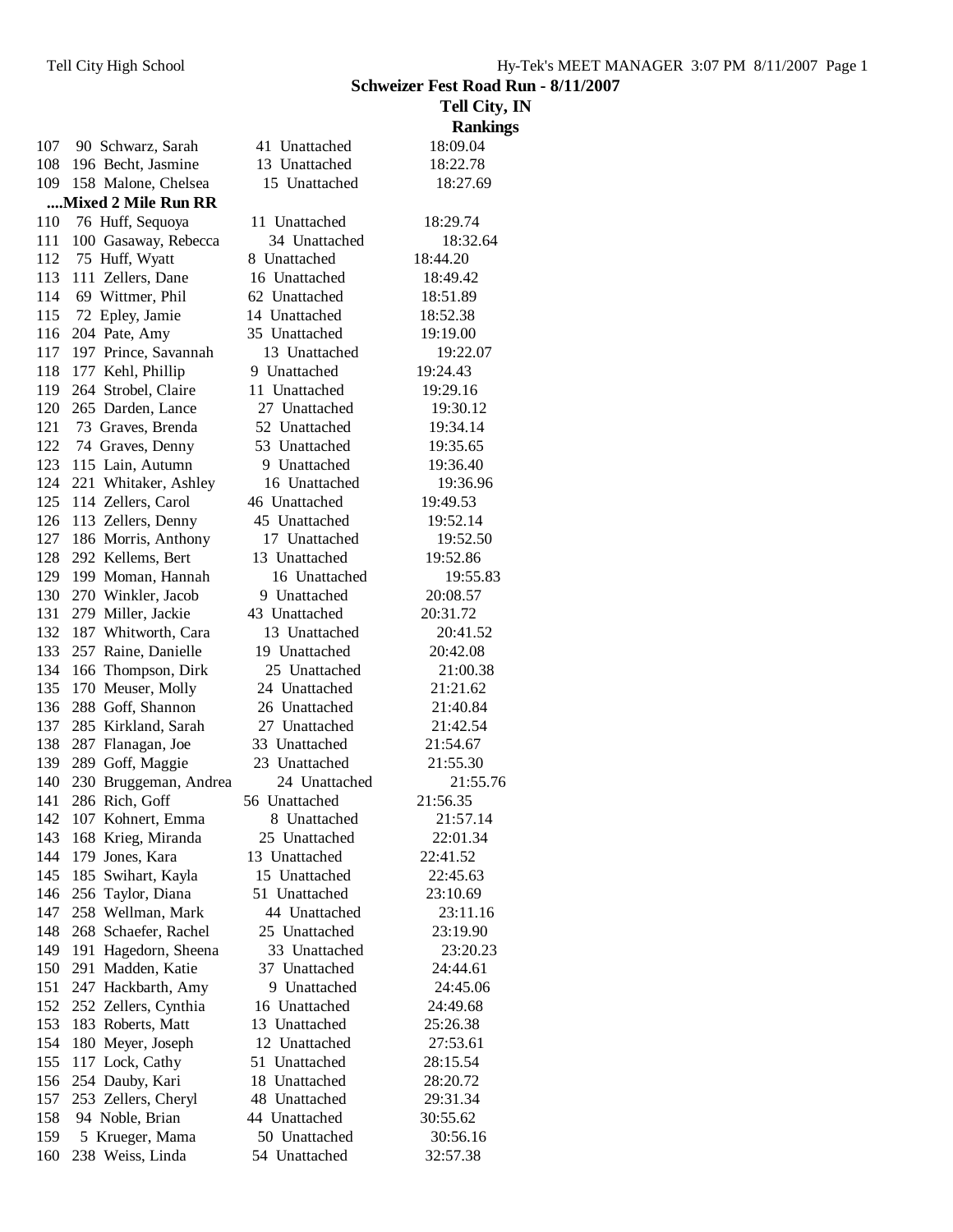**Schweizer Fest Road Run - 8/11/2007**

**Tell City, IN**

**Rankings**

| Place | No. | Name | Age | Team | Time |
|---|---|---|---|---|---|
| 107 | 90 | Schwarz, Sarah | 41 | Unattached | 18:09.04 |
| 108 | 196 | Becht, Jasmine | 13 | Unattached | 18:22.78 |
| 109 | 158 | Malone, Chelsea | 15 | Unattached | 18:27.69 |

**....Mixed 2 Mile Run RR**

| Place | No. | Name | Age | Team | Time |
|---|---|---|---|---|---|
| 110 | 76 | Huff, Sequoya | 11 | Unattached | 18:29.74 |
| 111 | 100 | Gasaway, Rebecca | 34 | Unattached | 18:32.64 |
| 112 | 75 | Huff, Wyatt | 8 | Unattached | 18:44.20 |
| 113 | 111 | Zellers, Dane | 16 | Unattached | 18:49.42 |
| 114 | 69 | Wittmer, Phil | 62 | Unattached | 18:51.89 |
| 115 | 72 | Epley, Jamie | 14 | Unattached | 18:52.38 |
| 116 | 204 | Pate, Amy | 35 | Unattached | 19:19.00 |
| 117 | 197 | Prince, Savannah | 13 | Unattached | 19:22.07 |
| 118 | 177 | Kehl, Phillip | 9 | Unattached | 19:24.43 |
| 119 | 264 | Strobel, Claire | 11 | Unattached | 19:29.16 |
| 120 | 265 | Darden, Lance | 27 | Unattached | 19:30.12 |
| 121 | 73 | Graves, Brenda | 52 | Unattached | 19:34.14 |
| 122 | 74 | Graves, Denny | 53 | Unattached | 19:35.65 |
| 123 | 115 | Lain, Autumn | 9 | Unattached | 19:36.40 |
| 124 | 221 | Whitaker, Ashley | 16 | Unattached | 19:36.96 |
| 125 | 114 | Zellers, Carol | 46 | Unattached | 19:49.53 |
| 126 | 113 | Zellers, Denny | 45 | Unattached | 19:52.14 |
| 127 | 186 | Morris, Anthony | 17 | Unattached | 19:52.50 |
| 128 | 292 | Kellems, Bert | 13 | Unattached | 19:52.86 |
| 129 | 199 | Moman, Hannah | 16 | Unattached | 19:55.83 |
| 130 | 270 | Winkler, Jacob | 9 | Unattached | 20:08.57 |
| 131 | 279 | Miller, Jackie | 43 | Unattached | 20:31.72 |
| 132 | 187 | Whitworth, Cara | 13 | Unattached | 20:41.52 |
| 133 | 257 | Raine, Danielle | 19 | Unattached | 20:42.08 |
| 134 | 166 | Thompson, Dirk | 25 | Unattached | 21:00.38 |
| 135 | 170 | Meuser, Molly | 24 | Unattached | 21:21.62 |
| 136 | 288 | Goff, Shannon | 26 | Unattached | 21:40.84 |
| 137 | 285 | Kirkland, Sarah | 27 | Unattached | 21:42.54 |
| 138 | 287 | Flanagan, Joe | 33 | Unattached | 21:54.67 |
| 139 | 289 | Goff, Maggie | 23 | Unattached | 21:55.30 |
| 140 | 230 | Bruggeman, Andrea | 24 | Unattached | 21:55.76 |
| 141 | 286 | Rich, Goff | 56 | Unattached | 21:56.35 |
| 142 | 107 | Kohnert, Emma | 8 | Unattached | 21:57.14 |
| 143 | 168 | Krieg, Miranda | 25 | Unattached | 22:01.34 |
| 144 | 179 | Jones, Kara | 13 | Unattached | 22:41.52 |
| 145 | 185 | Swihart, Kayla | 15 | Unattached | 22:45.63 |
| 146 | 256 | Taylor, Diana | 51 | Unattached | 23:10.69 |
| 147 | 258 | Wellman, Mark | 44 | Unattached | 23:11.16 |
| 148 | 268 | Schaefer, Rachel | 25 | Unattached | 23:19.90 |
| 149 | 191 | Hagedorn, Sheena | 33 | Unattached | 23:20.23 |
| 150 | 291 | Madden, Katie | 37 | Unattached | 24:44.61 |
| 151 | 247 | Hackbarth, Amy | 9 | Unattached | 24:45.06 |
| 152 | 252 | Zellers, Cynthia | 16 | Unattached | 24:49.68 |
| 153 | 183 | Roberts, Matt | 13 | Unattached | 25:26.38 |
| 154 | 180 | Meyer, Joseph | 12 | Unattached | 27:53.61 |
| 155 | 117 | Lock, Cathy | 51 | Unattached | 28:15.54 |
| 156 | 254 | Dauby, Kari | 18 | Unattached | 28:20.72 |
| 157 | 253 | Zellers, Cheryl | 48 | Unattached | 29:31.34 |
| 158 | 94 | Noble, Brian | 44 | Unattached | 30:55.62 |
| 159 | 5 | Krueger, Mama | 50 | Unattached | 30:56.16 |
| 160 | 238 | Weiss, Linda | 54 | Unattached | 32:57.38 |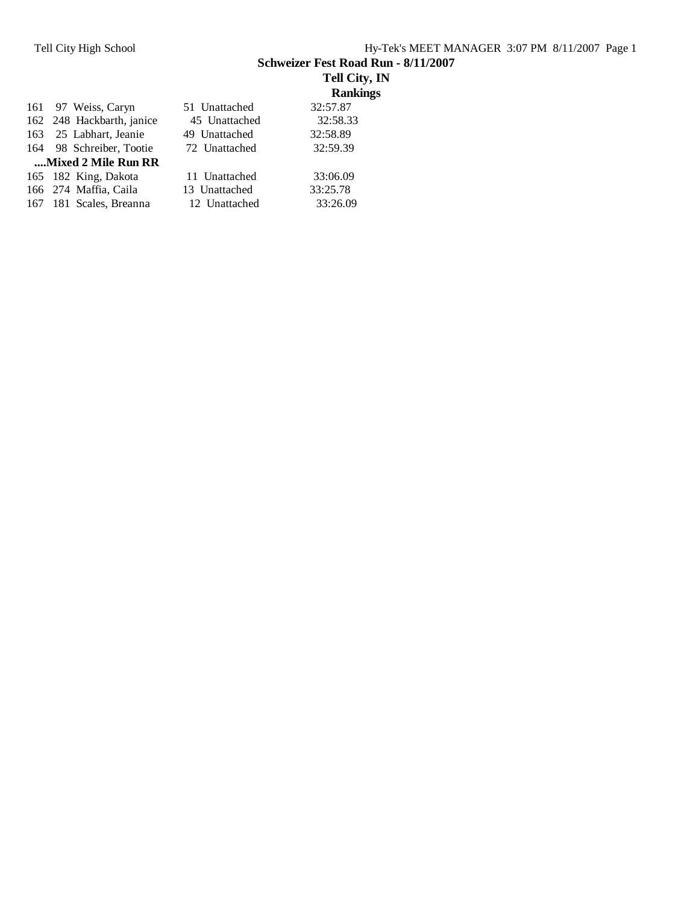# Schweizer Fest Road Run - 8/11/2007

## Tell City, IN

### Rankings

| | | | | | |
|---|---|---|---|---|---|
| 161 | 97 | Weiss, Caryn | 51 | Unattached | 32:57.87 |
| 162 | 248 | Hackbarth, janice | 45 | Unattached | 32:58.33 |
| 163 | 25 | Labhart, Jeanie | 49 | Unattached | 32:58.89 |
| 164 | 98 | Schreiber, Tootie | 72 | Unattached | 32:59.39 |
| **....Mixed 2 Mile Run RR** | | | | | |
| 165 | 182 | King, Dakota | 11 | Unattached | 33:06.09 |
| 166 | 274 | Maffia, Caila | 13 | Unattached | 33:25.78 |
| 167 | 181 | Scales, Breanna | 12 | Unattached | 33:26.09 |